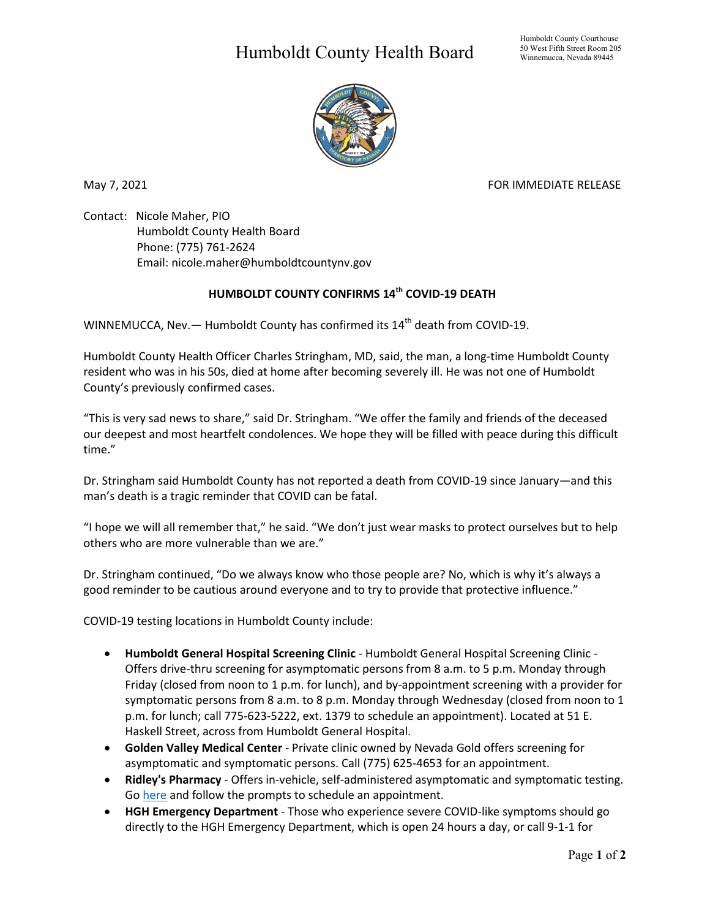# Humboldt County Health Board

Humboldt County Courthouse
50 West Fifth Street Room 205
Winnemucca, Nevada 89445

May 7, 2021 FOR IMMEDIATE RELEASE

Contact: Nicole Maher, PIO
Humboldt County Health Board
Phone: (775) 761-2624
Email: nicole.maher@humboldtcountynv.gov

## HUMBOLDT COUNTY CONFIRMS 14th COVID-19 DEATH

WINNEMUCCA, Nev.— Humboldt County has confirmed its 14th death from COVID-19.

Humboldt County Health Officer Charles Stringham, MD, said, the man, a long-time Humboldt County resident who was in his 50s, died at home after becoming severely ill. He was not one of Humboldt County's previously confirmed cases.

"This is very sad news to share," said Dr. Stringham. "We offer the family and friends of the deceased our deepest and most heartfelt condolences. We hope they will be filled with peace during this difficult time."

Dr. Stringham said Humboldt County has not reported a death from COVID-19 since January—and this man's death is a tragic reminder that COVID can be fatal.

"I hope we will all remember that," he said. "We don't just wear masks to protect ourselves but to help others who are more vulnerable than we are."

Dr. Stringham continued, "Do we always know who those people are? No, which is why it's always a good reminder to be cautious around everyone and to try to provide that protective influence."

COVID-19 testing locations in Humboldt County include:

- **Humboldt General Hospital Screening Clinic** - Humboldt General Hospital Screening Clinic - Offers drive-thru screening for asymptomatic persons from 8 a.m. to 5 p.m. Monday through Friday (closed from noon to 1 p.m. for lunch), and by-appointment screening with a provider for symptomatic persons from 8 a.m. to 8 p.m. Monday through Wednesday (closed from noon to 1 p.m. for lunch; call 775-623-5222, ext. 1379 to schedule an appointment). Located at 51 E. Haskell Street, across from Humboldt General Hospital.
- **Golden Valley Medical Center** - Private clinic owned by Nevada Gold offers screening for asymptomatic and symptomatic persons. Call (775) 625-4653 for an appointment.
- **Ridley's Pharmacy** - Offers in-vehicle, self-administered asymptomatic and symptomatic testing. Go here and follow the prompts to schedule an appointment.
- **HGH Emergency Department** - Those who experience severe COVID-like symptoms should go directly to the HGH Emergency Department, which is open 24 hours a day, or call 9-1-1 for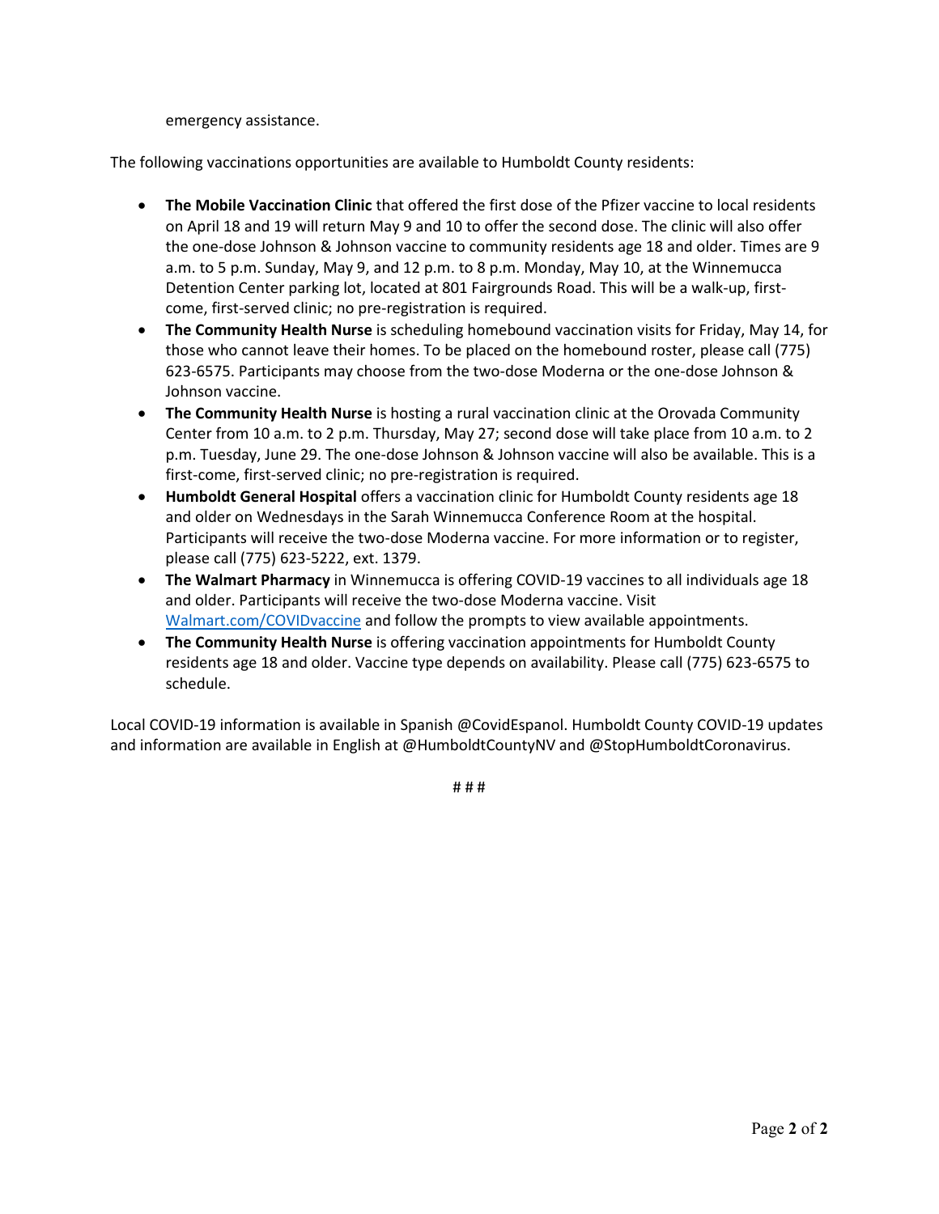emergency assistance.

The following vaccinations opportunities are available to Humboldt County residents:

- **The Mobile Vaccination Clinic** that offered the first dose of the Pfizer vaccine to local residents on April 18 and 19 will return May 9 and 10 to offer the second dose. The clinic will also offer the one-dose Johnson & Johnson vaccine to community residents age 18 and older. Times are 9 a.m. to 5 p.m. Sunday, May 9, and 12 p.m. to 8 p.m. Monday, May 10, at the Winnemucca Detention Center parking lot, located at 801 Fairgrounds Road. This will be a walk-up, first-come, first-served clinic; no pre-registration is required.
- **The Community Health Nurse** is scheduling homebound vaccination visits for Friday, May 14, for those who cannot leave their homes. To be placed on the homebound roster, please call (775) 623-6575. Participants may choose from the two-dose Moderna or the one-dose Johnson & Johnson vaccine.
- **The Community Health Nurse** is hosting a rural vaccination clinic at the Orovada Community Center from 10 a.m. to 2 p.m. Thursday, May 27; second dose will take place from 10 a.m. to 2 p.m. Tuesday, June 29. The one-dose Johnson & Johnson vaccine will also be available. This is a first-come, first-served clinic; no pre-registration is required.
- **Humboldt General Hospital** offers a vaccination clinic for Humboldt County residents age 18 and older on Wednesdays in the Sarah Winnemucca Conference Room at the hospital. Participants will receive the two-dose Moderna vaccine. For more information or to register, please call (775) 623-5222, ext. 1379.
- **The Walmart Pharmacy** in Winnemucca is offering COVID-19 vaccines to all individuals age 18 and older. Participants will receive the two-dose Moderna vaccine. Visit [Walmart.com/COVIDvaccine](Walmart.com/COVIDvaccine) and follow the prompts to view available appointments.
- **The Community Health Nurse** is offering vaccination appointments for Humboldt County residents age 18 and older. Vaccine type depends on availability. Please call (775) 623-6575 to schedule.

Local COVID-19 information is available in Spanish @CovidEspanol. Humboldt County COVID-19 updates and information are available in English at @HumboldtCountyNV and @StopHumboldtCoronavirus.

# # #